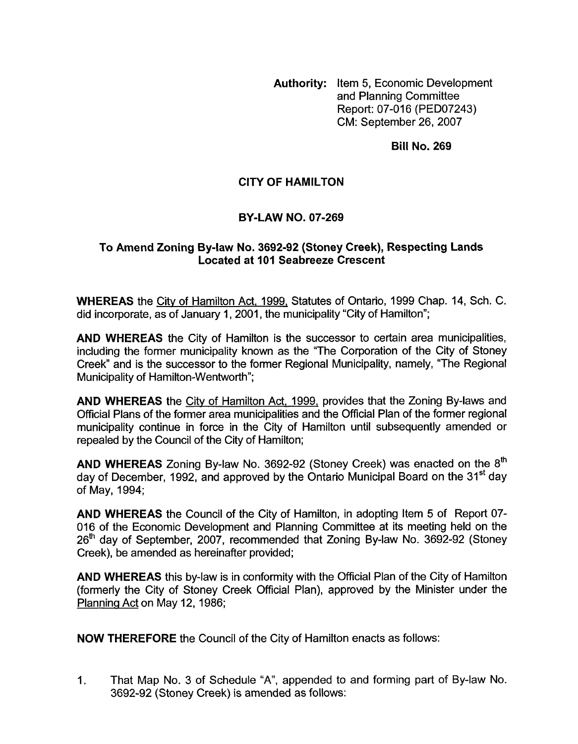**Authority:** Item 5, Economic Development and Planning Committee
Report: 07-016 (PED07243)
CM: September 26, 2007

**Bill No. 269**

# CITY OF HAMILTON

## BY-LAW NO. 07-269

### To Amend Zoning By-law No. 3692-92 (Stoney Creek), Respecting Lands Located at 101 Seabreeze Crescent

**WHEREAS** the City of Hamilton Act, 1999, Statutes of Ontario, 1999 Chap. 14, Sch. C. did incorporate, as of January 1, 2001, the municipality "City of Hamilton";

**AND WHEREAS** the City of Hamilton is the successor to certain area municipalities, including the former municipality known as the "The Corporation of the City of Stoney Creek" and is the successor to the former Regional Municipality, namely, "The Regional Municipality of Hamilton-Wentworth";

**AND WHEREAS** the City of Hamilton Act, 1999, provides that the Zoning By-laws and Official Plans of the former area municipalities and the Official Plan of the former regional municipality continue in force in the City of Hamilton until subsequently amended or repealed by the Council of the City of Hamilton;

**AND WHEREAS** Zoning By-law No. 3692-92 (Stoney Creek) was enacted on the 8th day of December, 1992, and approved by the Ontario Municipal Board on the 31st day of May, 1994;

**AND WHEREAS** the Council of the City of Hamilton, in adopting Item 5 of Report 07-016 of the Economic Development and Planning Committee at its meeting held on the 26th day of September, 2007, recommended that Zoning By-law No. 3692-92 (Stoney Creek), be amended as hereinafter provided;

**AND WHEREAS** this by-law is in conformity with the Official Plan of the City of Hamilton (formerly the City of Stoney Creek Official Plan), approved by the Minister under the Planning Act on May 12, 1986;

**NOW THEREFORE** the Council of the City of Hamilton enacts as follows:

1. That Map No. 3 of Schedule "A", appended to and forming part of By-law No. 3692-92 (Stoney Creek) is amended as follows: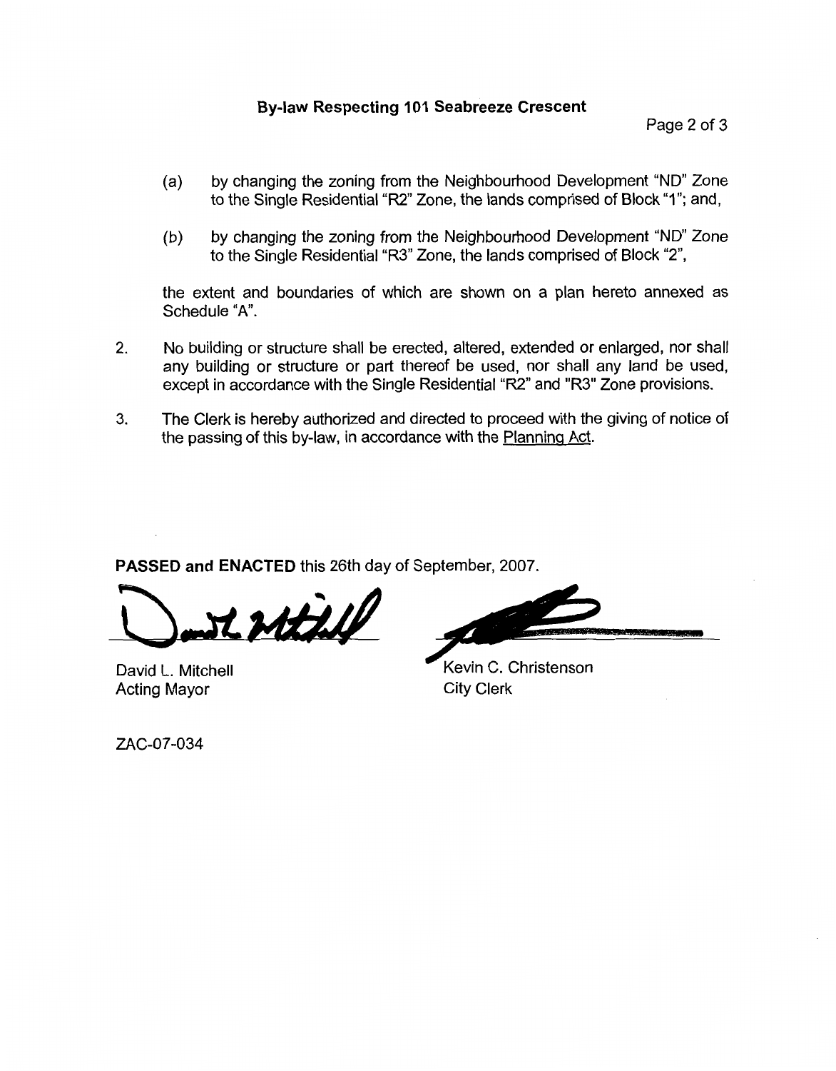(a) by changing the zoning from the Neighbourhood Development "ND" Zone to the Single Residential "R2" Zone, the lands comprised of Block "1"; and,

(b) by changing the zoning from the Neighbourhood Development "ND" Zone to the Single Residential "R3" Zone, the lands comprised of Block "2",

the extent and boundaries of which are shown on a plan hereto annexed as Schedule "A".

2. No building or structure shall be erected, altered, extended or enlarged, nor shall any building or structure or part thereof be used, nor shall any land be used, except in accordance with the Single Residential "R2" and "R3" Zone provisions.

3. The Clerk is hereby authorized and directed to proceed with the giving of notice of the passing of this by-law, in accordance with the Planning Act.

**PASSED and ENACTED** this 26th day of September, 2007.

David L. Mitchell
Acting Mayor

Kevin C. Christenson
City Clerk

ZAC-07-034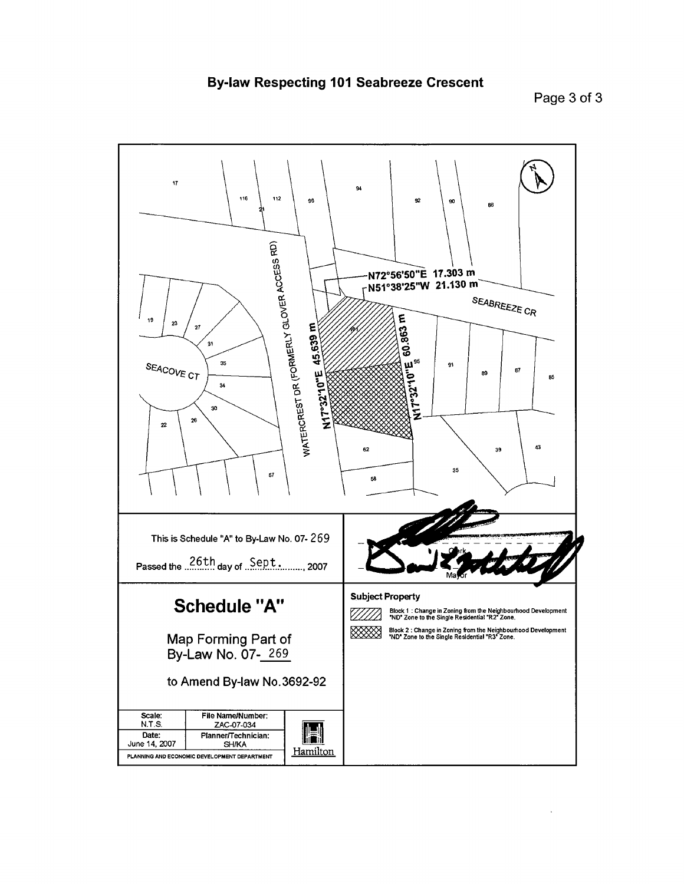# By-law Respecting 101 Seabreeze Crescent

N72°56'50"E 17.303 m

N51°38'25"W 21.130 m

SEABREEZE CR

WATERCREST DR (FORMERLY GLOVER ACCESS RD)

N17°32'10"E 45.639 m

N17°32'10"E 60.863 m

SEACOVE CT

17 116 112 96 94 92 90 86 21 19 23 27 31 35 34 30 26 22 67 101 95 91 89 87 85 62 58 35 39 43

This is Schedule "A" to By-Law No. 07- 269

Passed the 26th day of Sept., 2007

Clerk

Mayor

## Schedule "A"

Map Forming Part of By-Law No. 07- 269

to Amend By-law No.3692-92

| Scale: N.T.S. | File Name/Number: ZAC-07-034 |
|---|---|
| Date: June 14, 2007 | Planner/Technician: SH/KA |

PLANNING AND ECONOMIC DEVELOPMENT DEPARTMENT

Hamilton

**Subject Property**

Block 1 : Change in Zoning from the Neighbourhood Development "ND" Zone to the Single Residential "R2" Zone.

Block 2 : Change in Zoning from the Neighbourhood Development "ND" Zone to the Single Residential "R3" Zone.